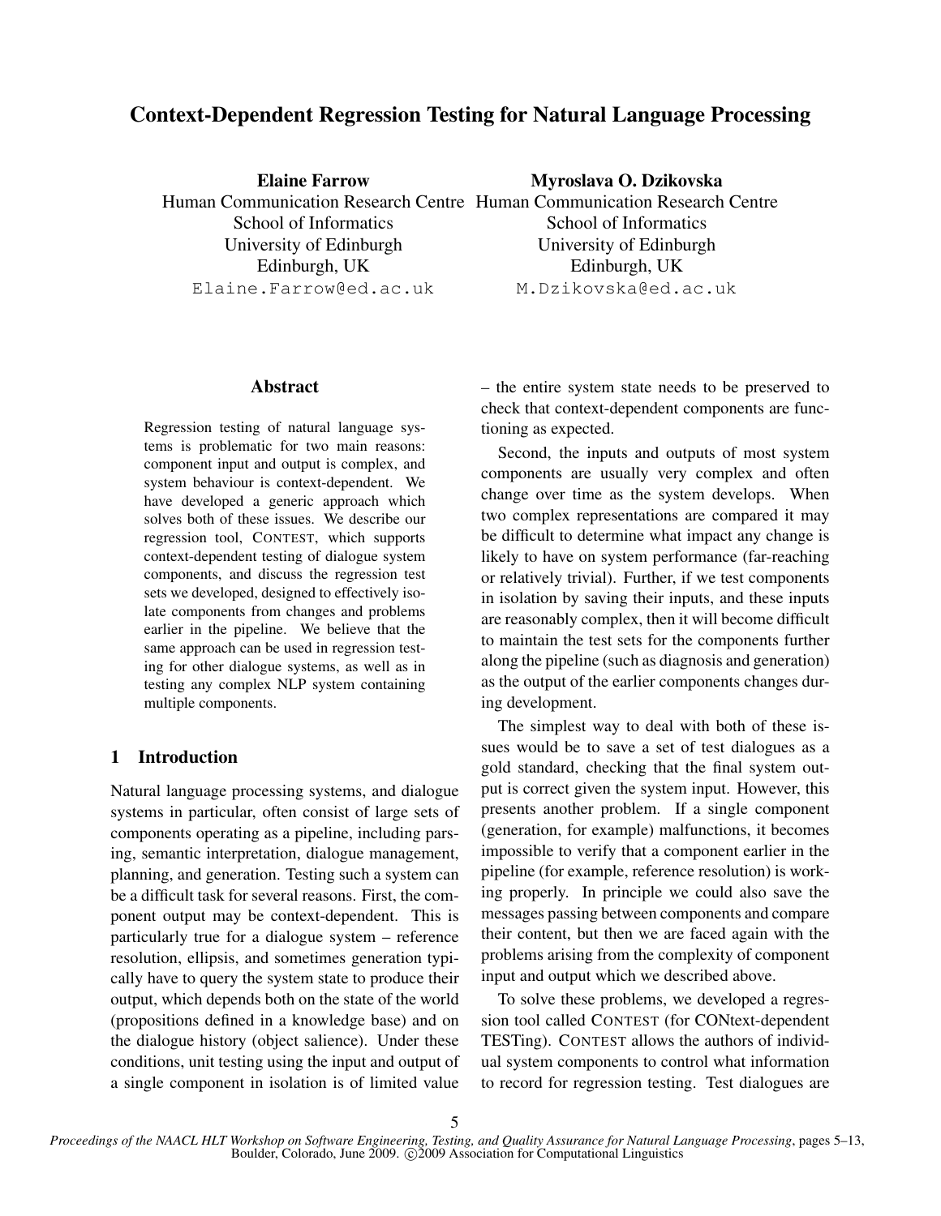# Context-Dependent Regression Testing for Natural Language Processing

**Elaine Farrow**
Human Communication Research Centre
School of Informatics
University of Edinburgh
Edinburgh, UK
Elaine.Farrow@ed.ac.uk

**Myroslava O. Dzikovska**
Human Communication Research Centre
School of Informatics
University of Edinburgh
Edinburgh, UK
M.Dzikovska@ed.ac.uk

## Abstract

Regression testing of natural language systems is problematic for two main reasons: component input and output is complex, and system behaviour is context-dependent. We have developed a generic approach which solves both of these issues. We describe our regression tool, CONTEST, which supports context-dependent testing of dialogue system components, and discuss the regression test sets we developed, designed to effectively isolate components from changes and problems earlier in the pipeline. We believe that the same approach can be used in regression testing for other dialogue systems, as well as in testing any complex NLP system containing multiple components.

## 1 Introduction

Natural language processing systems, and dialogue systems in particular, often consist of large sets of components operating as a pipeline, including parsing, semantic interpretation, dialogue management, planning, and generation. Testing such a system can be a difficult task for several reasons. First, the component output may be context-dependent. This is particularly true for a dialogue system – reference resolution, ellipsis, and sometimes generation typically have to query the system state to produce their output, which depends both on the state of the world (propositions defined in a knowledge base) and on the dialogue history (object salience). Under these conditions, unit testing using the input and output of a single component in isolation is of limited value – the entire system state needs to be preserved to check that context-dependent components are functioning as expected.

Second, the inputs and outputs of most system components are usually very complex and often change over time as the system develops. When two complex representations are compared it may be difficult to determine what impact any change is likely to have on system performance (far-reaching or relatively trivial). Further, if we test components in isolation by saving their inputs, and these inputs are reasonably complex, then it will become difficult to maintain the test sets for the components further along the pipeline (such as diagnosis and generation) as the output of the earlier components changes during development.

The simplest way to deal with both of these issues would be to save a set of test dialogues as a gold standard, checking that the final system output is correct given the system input. However, this presents another problem. If a single component (generation, for example) malfunctions, it becomes impossible to verify that a component earlier in the pipeline (for example, reference resolution) is working properly. In principle we could also save the messages passing between components and compare their content, but then we are faced again with the problems arising from the complexity of component input and output which we described above.

To solve these problems, we developed a regression tool called CONTEST (for CONtext-dependent TESTing). CONTEST allows the authors of individual system components to control what information to record for regression testing. Test dialogues are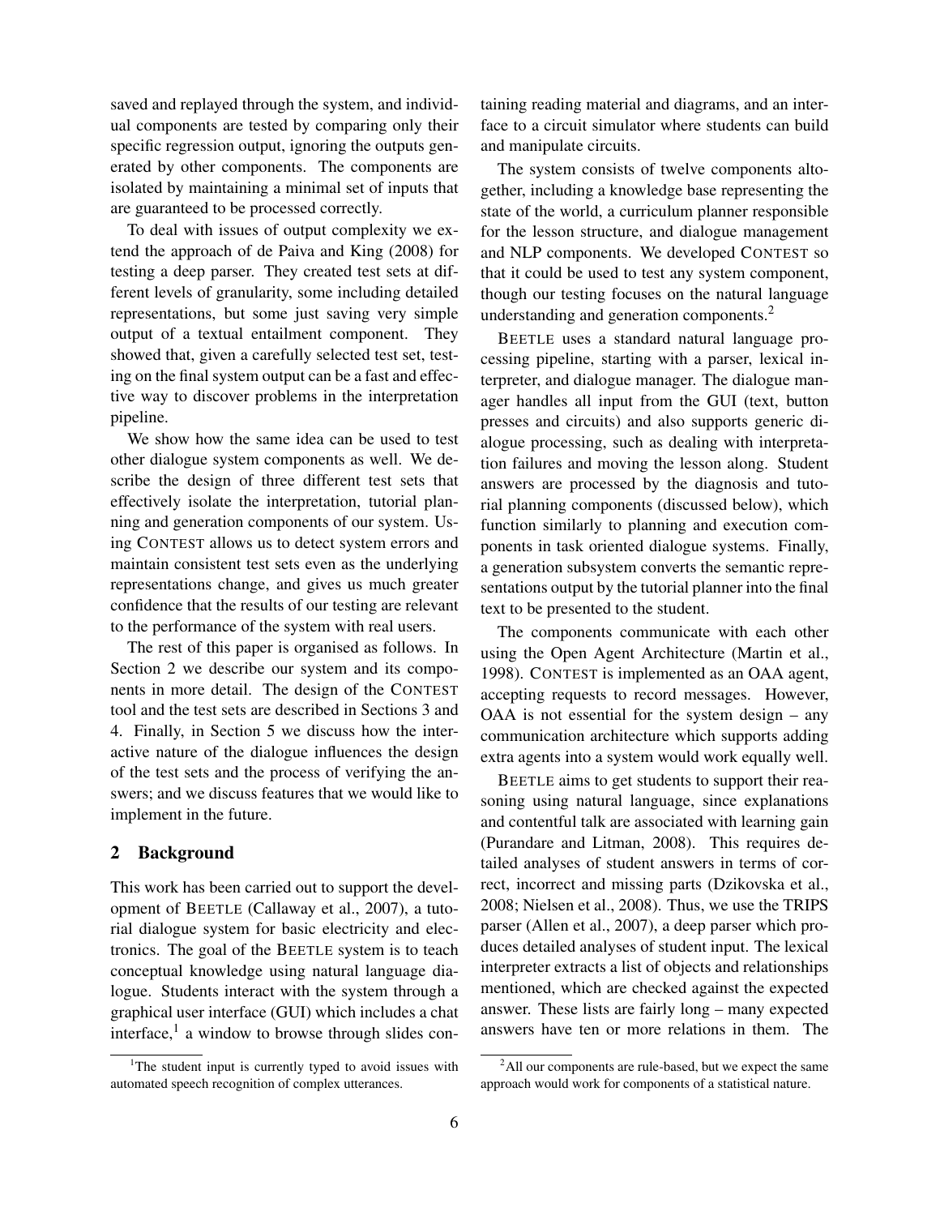saved and replayed through the system, and individual components are tested by comparing only their specific regression output, ignoring the outputs generated by other components. The components are isolated by maintaining a minimal set of inputs that are guaranteed to be processed correctly.

To deal with issues of output complexity we extend the approach of de Paiva and King (2008) for testing a deep parser. They created test sets at different levels of granularity, some including detailed representations, but some just saving very simple output of a textual entailment component. They showed that, given a carefully selected test set, testing on the final system output can be a fast and effective way to discover problems in the interpretation pipeline.

We show how the same idea can be used to test other dialogue system components as well. We describe the design of three different test sets that effectively isolate the interpretation, tutorial planning and generation components of our system. Using CONTEST allows us to detect system errors and maintain consistent test sets even as the underlying representations change, and gives us much greater confidence that the results of our testing are relevant to the performance of the system with real users.

The rest of this paper is organised as follows. In Section 2 we describe our system and its components in more detail. The design of the CONTEST tool and the test sets are described in Sections 3 and 4. Finally, in Section 5 we discuss how the interactive nature of the dialogue influences the design of the test sets and the process of verifying the answers; and we discuss features that we would like to implement in the future.

## 2 Background

This work has been carried out to support the development of BEETLE (Callaway et al., 2007), a tutorial dialogue system for basic electricity and electronics. The goal of the BEETLE system is to teach conceptual knowledge using natural language dialogue. Students interact with the system through a graphical user interface (GUI) which includes a chat interface,[1] a window to browse through slides containing reading material and diagrams, and an interface to a circuit simulator where students can build and manipulate circuits.

The system consists of twelve components altogether, including a knowledge base representing the state of the world, a curriculum planner responsible for the lesson structure, and dialogue management and NLP components. We developed CONTEST so that it could be used to test any system component, though our testing focuses on the natural language understanding and generation components.[2]

BEETLE uses a standard natural language processing pipeline, starting with a parser, lexical interpreter, and dialogue manager. The dialogue manager handles all input from the GUI (text, button presses and circuits) and also supports generic dialogue processing, such as dealing with interpretation failures and moving the lesson along. Student answers are processed by the diagnosis and tutorial planning components (discussed below), which function similarly to planning and execution components in task oriented dialogue systems. Finally, a generation subsystem converts the semantic representations output by the tutorial planner into the final text to be presented to the student.

The components communicate with each other using the Open Agent Architecture (Martin et al., 1998). CONTEST is implemented as an OAA agent, accepting requests to record messages. However, OAA is not essential for the system design – any communication architecture which supports adding extra agents into a system would work equally well.

BEETLE aims to get students to support their reasoning using natural language, since explanations and contentful talk are associated with learning gain (Purandare and Litman, 2008). This requires detailed analyses of student answers in terms of correct, incorrect and missing parts (Dzikovska et al., 2008; Nielsen et al., 2008). Thus, we use the TRIPS parser (Allen et al., 2007), a deep parser which produces detailed analyses of student input. The lexical interpreter extracts a list of objects and relationships mentioned, which are checked against the expected answer. These lists are fairly long – many expected answers have ten or more relations in them. The

[1] The student input is currently typed to avoid issues with automated speech recognition of complex utterances.

[2] All our components are rule-based, but we expect the same approach would work for components of a statistical nature.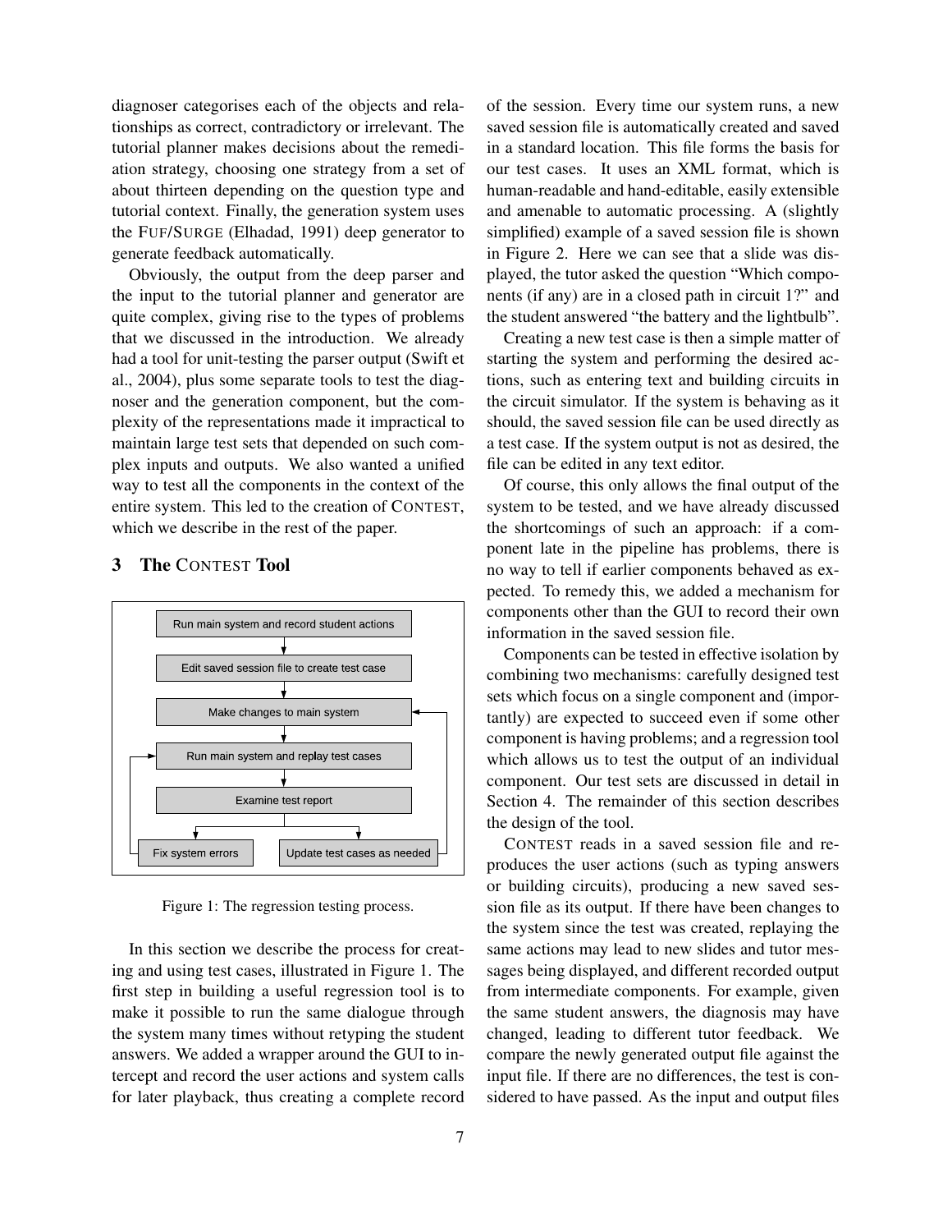diagnoser categorises each of the objects and relationships as correct, contradictory or irrelevant. The tutorial planner makes decisions about the remediation strategy, choosing one strategy from a set of about thirteen depending on the question type and tutorial context. Finally, the generation system uses the FUF/SURGE (Elhadad, 1991) deep generator to generate feedback automatically.

Obviously, the output from the deep parser and the input to the tutorial planner and generator are quite complex, giving rise to the types of problems that we discussed in the introduction. We already had a tool for unit-testing the parser output (Swift et al., 2004), plus some separate tools to test the diagnoser and the generation component, but the complexity of the representations made it impractical to maintain large test sets that depended on such complex inputs and outputs. We also wanted a unified way to test all the components in the context of the entire system. This led to the creation of CONTEST, which we describe in the rest of the paper.

## 3 The CONTEST Tool

Figure 1: The regression testing process.

In this section we describe the process for creating and using test cases, illustrated in Figure 1. The first step in building a useful regression tool is to make it possible to run the same dialogue through the system many times without retyping the student answers. We added a wrapper around the GUI to intercept and record the user actions and system calls for later playback, thus creating a complete record of the session. Every time our system runs, a new saved session file is automatically created and saved in a standard location. This file forms the basis for our test cases. It uses an XML format, which is human-readable and hand-editable, easily extensible and amenable to automatic processing. A (slightly simplified) example of a saved session file is shown in Figure 2. Here we can see that a slide was displayed, the tutor asked the question "Which components (if any) are in a closed path in circuit 1?" and the student answered "the battery and the lightbulb".

Creating a new test case is then a simple matter of starting the system and performing the desired actions, such as entering text and building circuits in the circuit simulator. If the system is behaving as it should, the saved session file can be used directly as a test case. If the system output is not as desired, the file can be edited in any text editor.

Of course, this only allows the final output of the system to be tested, and we have already discussed the shortcomings of such an approach: if a component late in the pipeline has problems, there is no way to tell if earlier components behaved as expected. To remedy this, we added a mechanism for components other than the GUI to record their own information in the saved session file.

Components can be tested in effective isolation by combining two mechanisms: carefully designed test sets which focus on a single component and (importantly) are expected to succeed even if some other component is having problems; and a regression tool which allows us to test the output of an individual component. Our test sets are discussed in detail in Section 4. The remainder of this section describes the design of the tool.

CONTEST reads in a saved session file and reproduces the user actions (such as typing answers or building circuits), producing a new saved session file as its output. If there have been changes to the system since the test was created, replaying the same actions may lead to new slides and tutor messages being displayed, and different recorded output from intermediate components. For example, given the same student answers, the diagnosis may have changed, leading to different tutor feedback. We compare the newly generated output file against the input file. If there are no differences, the test is considered to have passed. As the input and output files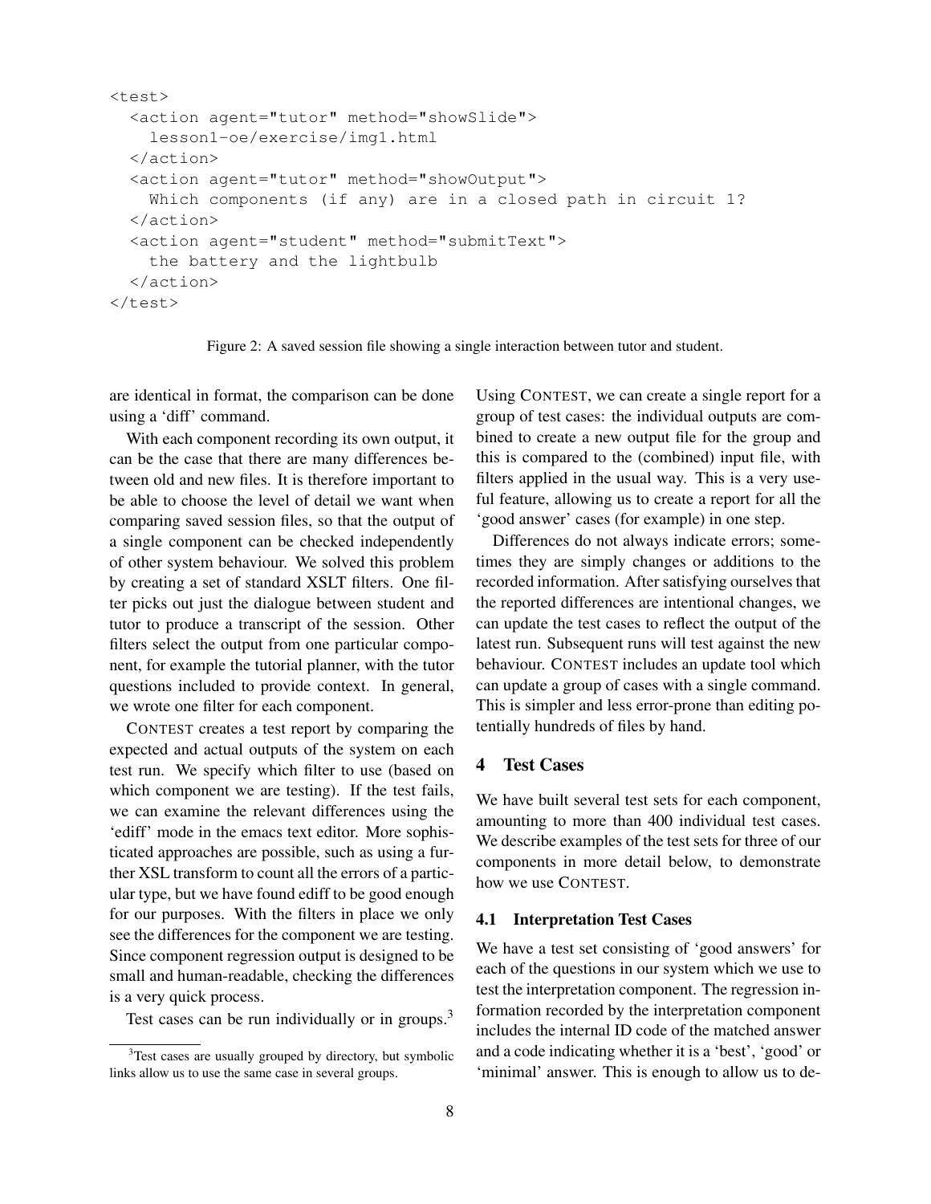```
<test>
  <action agent="tutor" method="showSlide">
    lesson1-oe/exercise/img1.html
  </action>
  <action agent="tutor" method="showOutput">
    Which components (if any) are in a closed path in circuit 1?
  </action>
  <action agent="student" method="submitText">
    the battery and the lightbulb
  </action>
</test>
```

Figure 2: A saved session file showing a single interaction between tutor and student.

are identical in format, the comparison can be done using a 'diff' command.

With each component recording its own output, it can be the case that there are many differences between old and new files. It is therefore important to be able to choose the level of detail we want when comparing saved session files, so that the output of a single component can be checked independently of other system behaviour. We solved this problem by creating a set of standard XSLT filters. One filter picks out just the dialogue between student and tutor to produce a transcript of the session. Other filters select the output from one particular component, for example the tutorial planner, with the tutor questions included to provide context. In general, we wrote one filter for each component.

CONTEST creates a test report by comparing the expected and actual outputs of the system on each test run. We specify which filter to use (based on which component we are testing). If the test fails, we can examine the relevant differences using the 'ediff' mode in the emacs text editor. More sophisticated approaches are possible, such as using a further XSL transform to count all the errors of a particular type, but we have found ediff to be good enough for our purposes. With the filters in place we only see the differences for the component we are testing. Since component regression output is designed to be small and human-readable, checking the differences is a very quick process.

Test cases can be run individually or in groups.[3] Using CONTEST, we can create a single report for a group of test cases: the individual outputs are combined to create a new output file for the group and this is compared to the (combined) input file, with filters applied in the usual way. This is a very useful feature, allowing us to create a report for all the 'good answer' cases (for example) in one step.

Differences do not always indicate errors; sometimes they are simply changes or additions to the recorded information. After satisfying ourselves that the reported differences are intentional changes, we can update the test cases to reflect the output of the latest run. Subsequent runs will test against the new behaviour. CONTEST includes an update tool which can update a group of cases with a single command. This is simpler and less error-prone than editing potentially hundreds of files by hand.

## 4 Test Cases

We have built several test sets for each component, amounting to more than 400 individual test cases. We describe examples of the test sets for three of our components in more detail below, to demonstrate how we use CONTEST.

### 4.1 Interpretation Test Cases

We have a test set consisting of 'good answers' for each of the questions in our system which we use to test the interpretation component. The regression information recorded by the interpretation component includes the internal ID code of the matched answer and a code indicating whether it is a 'best', 'good' or 'minimal' answer. This is enough to allow us to de-

[3] Test cases are usually grouped by directory, but symbolic links allow us to use the same case in several groups.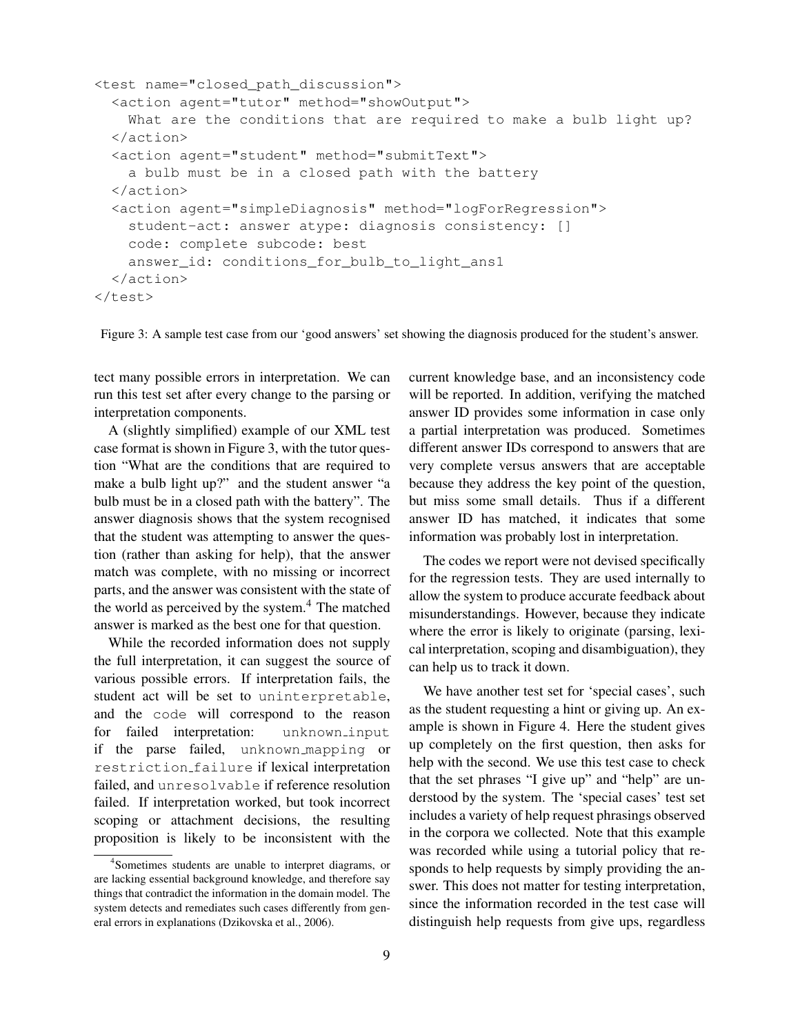```
<test name="closed_path_discussion">
  <action agent="tutor" method="showOutput">
    What are the conditions that are required to make a bulb light up?
  </action>
  <action agent="student" method="submitText">
    a bulb must be in a closed path with the battery
  </action>
  <action agent="simpleDiagnosis" method="logForRegression">
    student-act: answer atype: diagnosis consistency: []
    code: complete subcode: best
    answer_id: conditions_for_bulb_to_light_ans1
  </action>
</test>
```

Figure 3: A sample test case from our 'good answers' set showing the diagnosis produced for the student's answer.

tect many possible errors in interpretation. We can run this test set after every change to the parsing or interpretation components.

A (slightly simplified) example of our XML test case format is shown in Figure 3, with the tutor question "What are the conditions that are required to make a bulb light up?" and the student answer "a bulb must be in a closed path with the battery". The answer diagnosis shows that the system recognised that the student was attempting to answer the question (rather than asking for help), that the answer match was complete, with no missing or incorrect parts, and the answer was consistent with the state of the world as perceived by the system.[4] The matched answer is marked as the best one for that question.

While the recorded information does not supply the full interpretation, it can suggest the source of various possible errors. If interpretation fails, the student act will be set to `uninterpretable`, and the `code` will correspond to the reason for failed interpretation: `unknown_input` if the parse failed, `unknown_mapping` or `restriction_failure` if lexical interpretation failed, and `unresolvable` if reference resolution failed. If interpretation worked, but took incorrect scoping or attachment decisions, the resulting proposition is likely to be inconsistent with the current knowledge base, and an inconsistency code will be reported. In addition, verifying the matched answer ID provides some information in case only a partial interpretation was produced. Sometimes different answer IDs correspond to answers that are very complete versus answers that are acceptable because they address the key point of the question, but miss some small details. Thus if a different answer ID has matched, it indicates that some information was probably lost in interpretation.

The codes we report were not devised specifically for the regression tests. They are used internally to allow the system to produce accurate feedback about misunderstandings. However, because they indicate where the error is likely to originate (parsing, lexical interpretation, scoping and disambiguation), they can help us to track it down.

We have another test set for 'special cases', such as the student requesting a hint or giving up. An example is shown in Figure 4. Here the student gives up completely on the first question, then asks for help with the second. We use this test case to check that the set phrases "I give up" and "help" are understood by the system. The 'special cases' test set includes a variety of help request phrasings observed in the corpora we collected. Note that this example was recorded while using a tutorial policy that responds to help requests by simply providing the answer. This does not matter for testing interpretation, since the information recorded in the test case will distinguish help requests from give ups, regardless

[4] Sometimes students are unable to interpret diagrams, or are lacking essential background knowledge, and therefore say things that contradict the information in the domain model. The system detects and remediates such cases differently from general errors in explanations (Dzikovska et al., 2006).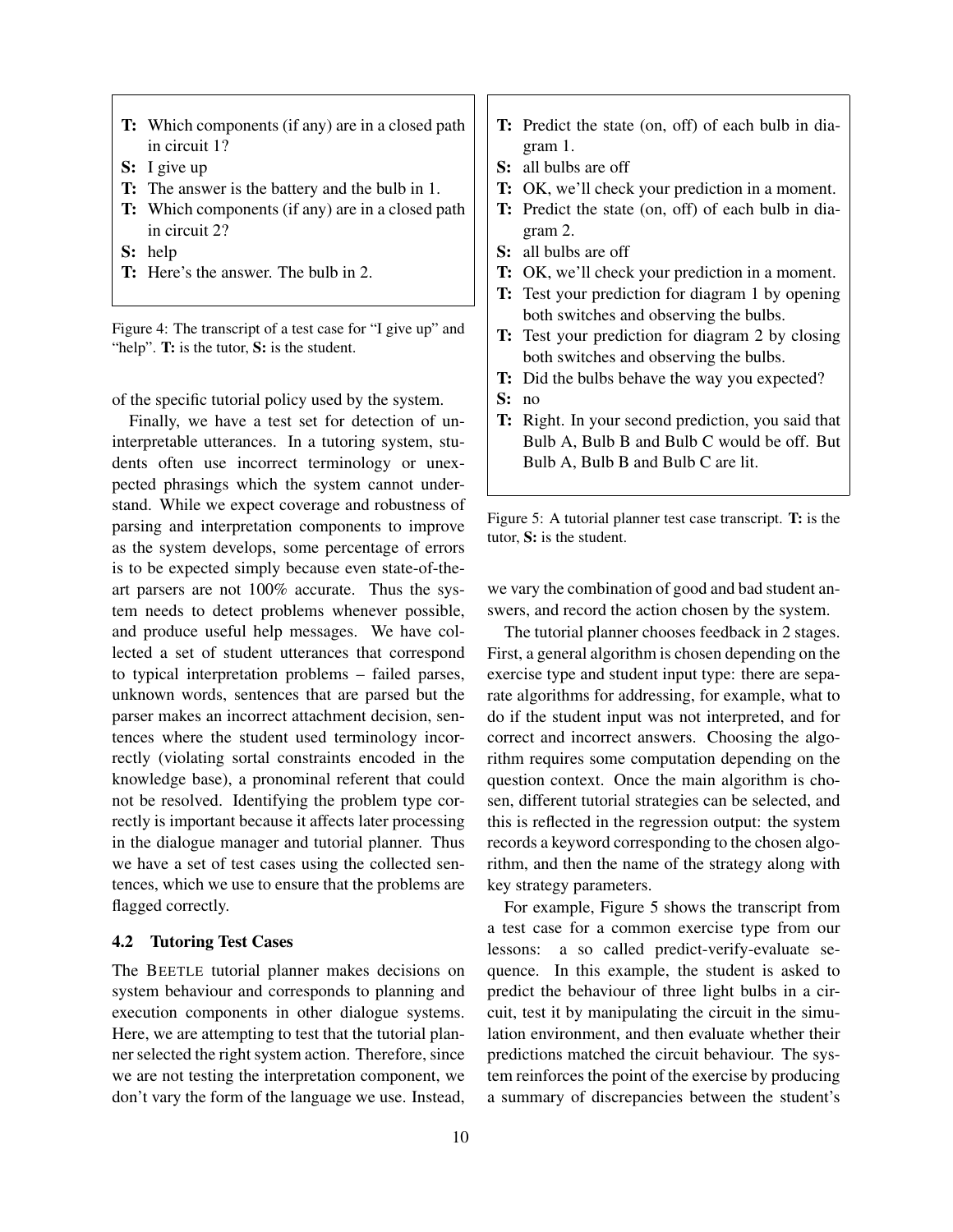**T:** Which components (if any) are in a closed path in circuit 1?
**S:** I give up
**T:** The answer is the battery and the bulb in 1.
**T:** Which components (if any) are in a closed path in circuit 2?
**S:** help
**T:** Here's the answer. The bulb in 2.

Figure 4: The transcript of a test case for "I give up" and "help". **T:** is the tutor, **S:** is the student.

of the specific tutorial policy used by the system.

Finally, we have a test set for detection of uninterpretable utterances. In a tutoring system, students often use incorrect terminology or unexpected phrasings which the system cannot understand. While we expect coverage and robustness of parsing and interpretation components to improve as the system develops, some percentage of errors is to be expected simply because even state-of-the-art parsers are not 100% accurate. Thus the system needs to detect problems whenever possible, and produce useful help messages. We have collected a set of student utterances that correspond to typical interpretation problems – failed parses, unknown words, sentences that are parsed but the parser makes an incorrect attachment decision, sentences where the student used terminology incorrectly (violating sortal constraints encoded in the knowledge base), a pronominal referent that could not be resolved. Identifying the problem type correctly is important because it affects later processing in the dialogue manager and tutorial planner. Thus we have a set of test cases using the collected sentences, which we use to ensure that the problems are flagged correctly.

### 4.2 Tutoring Test Cases

The BEETLE tutorial planner makes decisions on system behaviour and corresponds to planning and execution components in other dialogue systems. Here, we are attempting to test that the tutorial planner selected the right system action. Therefore, since we are not testing the interpretation component, we don't vary the form of the language we use. Instead, we vary the combination of good and bad student answers, and record the action chosen by the system.

**T:** Predict the state (on, off) of each bulb in diagram 1.
**S:** all bulbs are off
**T:** OK, we'll check your prediction in a moment.
**T:** Predict the state (on, off) of each bulb in diagram 2.
**S:** all bulbs are off
**T:** OK, we'll check your prediction in a moment.
**T:** Test your prediction for diagram 1 by opening both switches and observing the bulbs.
**T:** Test your prediction for diagram 2 by closing both switches and observing the bulbs.
**T:** Did the bulbs behave the way you expected?
**S:** no
**T:** Right. In your second prediction, you said that Bulb A, Bulb B and Bulb C would be off. But Bulb A, Bulb B and Bulb C are lit.

Figure 5: A tutorial planner test case transcript. **T:** is the tutor, **S:** is the student.

The tutorial planner chooses feedback in 2 stages. First, a general algorithm is chosen depending on the exercise type and student input type: there are separate algorithms for addressing, for example, what to do if the student input was not interpreted, and for correct and incorrect answers. Choosing the algorithm requires some computation depending on the question context. Once the main algorithm is chosen, different tutorial strategies can be selected, and this is reflected in the regression output: the system records a keyword corresponding to the chosen algorithm, and then the name of the strategy along with key strategy parameters.

For example, Figure 5 shows the transcript from a test case for a common exercise type from our lessons: a so called predict-verify-evaluate sequence. In this example, the student is asked to predict the behaviour of three light bulbs in a circuit, test it by manipulating the circuit in the simulation environment, and then evaluate whether their predictions matched the circuit behaviour. The system reinforces the point of the exercise by producing a summary of discrepancies between the student's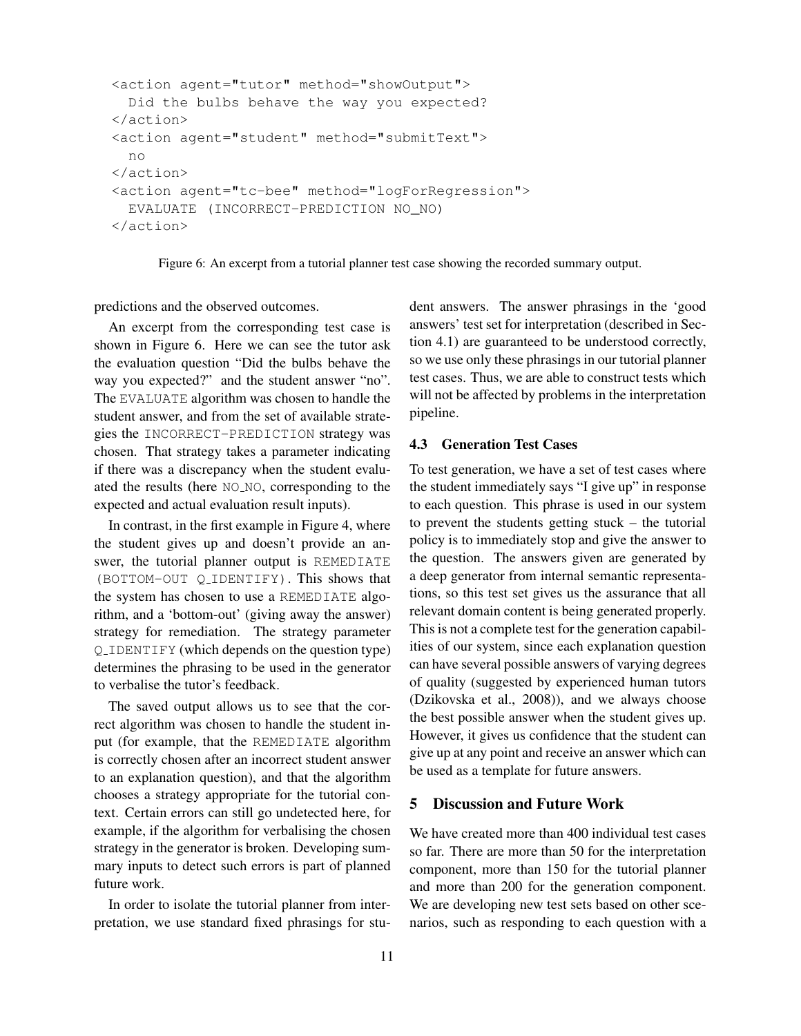```
<action agent="tutor" method="showOutput">
  Did the bulbs behave the way you expected?
</action>
<action agent="student" method="submitText">
  no
</action>
<action agent="tc-bee" method="logForRegression">
  EVALUATE (INCORRECT-PREDICTION NO_NO)
</action>
```

Figure 6: An excerpt from a tutorial planner test case showing the recorded summary output.

predictions and the observed outcomes.

An excerpt from the corresponding test case is shown in Figure 6. Here we can see the tutor ask the evaluation question "Did the bulbs behave the way you expected?" and the student answer "no". The EVALUATE algorithm was chosen to handle the student answer, and from the set of available strategies the INCORRECT-PREDICTION strategy was chosen. That strategy takes a parameter indicating if there was a discrepancy when the student evaluated the results (here NO_NO, corresponding to the expected and actual evaluation result inputs).

In contrast, in the first example in Figure 4, where the student gives up and doesn't provide an answer, the tutorial planner output is REMEDIATE (BOTTOM-OUT Q_IDENTIFY). This shows that the system has chosen to use a REMEDIATE algorithm, and a 'bottom-out' (giving away the answer) strategy for remediation. The strategy parameter Q_IDENTIFY (which depends on the question type) determines the phrasing to be used in the generator to verbalise the tutor's feedback.

The saved output allows us to see that the correct algorithm was chosen to handle the student input (for example, that the REMEDIATE algorithm is correctly chosen after an incorrect student answer to an explanation question), and that the algorithm chooses a strategy appropriate for the tutorial context. Certain errors can still go undetected here, for example, if the algorithm for verbalising the chosen strategy in the generator is broken. Developing summary inputs to detect such errors is part of planned future work.

In order to isolate the tutorial planner from interpretation, we use standard fixed phrasings for student answers. The answer phrasings in the 'good answers' test set for interpretation (described in Section 4.1) are guaranteed to be understood correctly, so we use only these phrasings in our tutorial planner test cases. Thus, we are able to construct tests which will not be affected by problems in the interpretation pipeline.

### 4.3 Generation Test Cases

To test generation, we have a set of test cases where the student immediately says "I give up" in response to each question. This phrase is used in our system to prevent the students getting stuck – the tutorial policy is to immediately stop and give the answer to the question. The answers given are generated by a deep generator from internal semantic representations, so this test set gives us the assurance that all relevant domain content is being generated properly. This is not a complete test for the generation capabilities of our system, since each explanation question can have several possible answers of varying degrees of quality (suggested by experienced human tutors (Dzikovska et al., 2008)), and we always choose the best possible answer when the student gives up. However, it gives us confidence that the student can give up at any point and receive an answer which can be used as a template for future answers.

## 5 Discussion and Future Work

We have created more than 400 individual test cases so far. There are more than 50 for the interpretation component, more than 150 for the tutorial planner and more than 200 for the generation component. We are developing new test sets based on other scenarios, such as responding to each question with a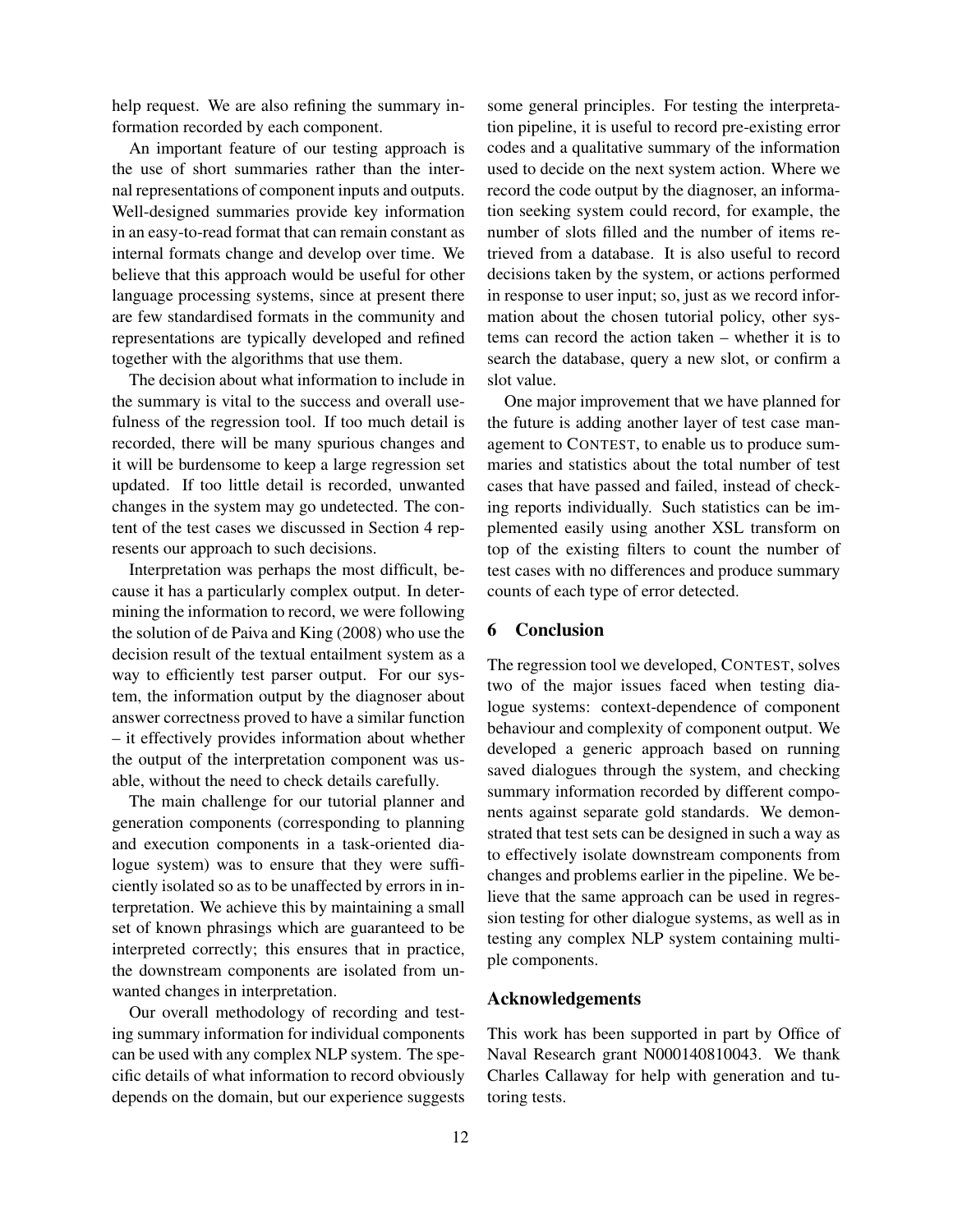help request. We are also refining the summary information recorded by each component.

An important feature of our testing approach is the use of short summaries rather than the internal representations of component inputs and outputs. Well-designed summaries provide key information in an easy-to-read format that can remain constant as internal formats change and develop over time. We believe that this approach would be useful for other language processing systems, since at present there are few standardised formats in the community and representations are typically developed and refined together with the algorithms that use them.

The decision about what information to include in the summary is vital to the success and overall usefulness of the regression tool. If too much detail is recorded, there will be many spurious changes and it will be burdensome to keep a large regression set updated. If too little detail is recorded, unwanted changes in the system may go undetected. The content of the test cases we discussed in Section 4 represents our approach to such decisions.

Interpretation was perhaps the most difficult, because it has a particularly complex output. In determining the information to record, we were following the solution of de Paiva and King (2008) who use the decision result of the textual entailment system as a way to efficiently test parser output. For our system, the information output by the diagnoser about answer correctness proved to have a similar function – it effectively provides information about whether the output of the interpretation component was usable, without the need to check details carefully.

The main challenge for our tutorial planner and generation components (corresponding to planning and execution components in a task-oriented dialogue system) was to ensure that they were sufficiently isolated so as to be unaffected by errors in interpretation. We achieve this by maintaining a small set of known phrasings which are guaranteed to be interpreted correctly; this ensures that in practice, the downstream components are isolated from unwanted changes in interpretation.

Our overall methodology of recording and testing summary information for individual components can be used with any complex NLP system. The specific details of what information to record obviously depends on the domain, but our experience suggests some general principles. For testing the interpretation pipeline, it is useful to record pre-existing error codes and a qualitative summary of the information used to decide on the next system action. Where we record the code output by the diagnoser, an information seeking system could record, for example, the number of slots filled and the number of items retrieved from a database. It is also useful to record decisions taken by the system, or actions performed in response to user input; so, just as we record information about the chosen tutorial policy, other systems can record the action taken – whether it is to search the database, query a new slot, or confirm a slot value.

One major improvement that we have planned for the future is adding another layer of test case management to CONTEST, to enable us to produce summaries and statistics about the total number of test cases that have passed and failed, instead of checking reports individually. Such statistics can be implemented easily using another XSL transform on top of the existing filters to count the number of test cases with no differences and produce summary counts of each type of error detected.

## 6 Conclusion

The regression tool we developed, CONTEST, solves two of the major issues faced when testing dialogue systems: context-dependence of component behaviour and complexity of component output. We developed a generic approach based on running saved dialogues through the system, and checking summary information recorded by different components against separate gold standards. We demonstrated that test sets can be designed in such a way as to effectively isolate downstream components from changes and problems earlier in the pipeline. We believe that the same approach can be used in regression testing for other dialogue systems, as well as in testing any complex NLP system containing multiple components.

## Acknowledgements

This work has been supported in part by Office of Naval Research grant N000140810043. We thank Charles Callaway for help with generation and tutoring tests.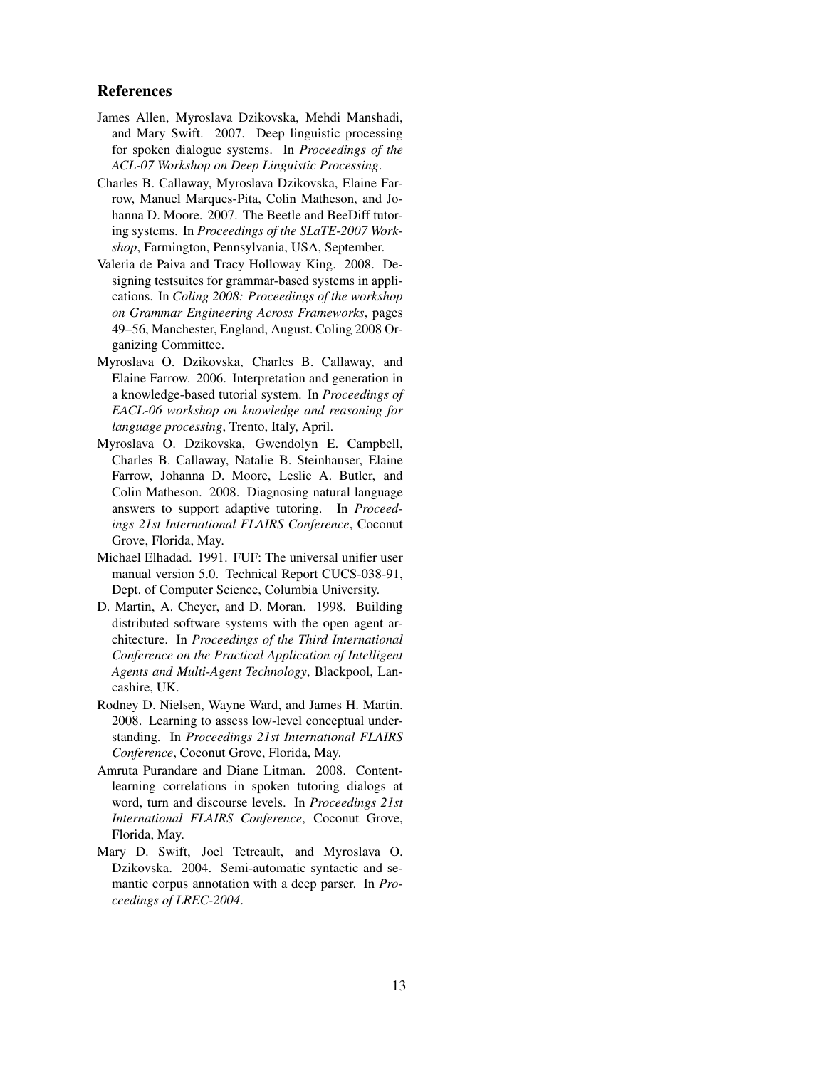## References

James Allen, Myroslava Dzikovska, Mehdi Manshadi, and Mary Swift. 2007. Deep linguistic processing for spoken dialogue systems. In *Proceedings of the ACL-07 Workshop on Deep Linguistic Processing*.

Charles B. Callaway, Myroslava Dzikovska, Elaine Farrow, Manuel Marques-Pita, Colin Matheson, and Johanna D. Moore. 2007. The Beetle and BeeDiff tutoring systems. In *Proceedings of the SLaTE-2007 Workshop*, Farmington, Pennsylvania, USA, September.

Valeria de Paiva and Tracy Holloway King. 2008. Designing testsuites for grammar-based systems in applications. In *Coling 2008: Proceedings of the workshop on Grammar Engineering Across Frameworks*, pages 49–56, Manchester, England, August. Coling 2008 Organizing Committee.

Myroslava O. Dzikovska, Charles B. Callaway, and Elaine Farrow. 2006. Interpretation and generation in a knowledge-based tutorial system. In *Proceedings of EACL-06 workshop on knowledge and reasoning for language processing*, Trento, Italy, April.

Myroslava O. Dzikovska, Gwendolyn E. Campbell, Charles B. Callaway, Natalie B. Steinhauser, Elaine Farrow, Johanna D. Moore, Leslie A. Butler, and Colin Matheson. 2008. Diagnosing natural language answers to support adaptive tutoring. In *Proceedings 21st International FLAIRS Conference*, Coconut Grove, Florida, May.

Michael Elhadad. 1991. FUF: The universal unifier user manual version 5.0. Technical Report CUCS-038-91, Dept. of Computer Science, Columbia University.

D. Martin, A. Cheyer, and D. Moran. 1998. Building distributed software systems with the open agent architecture. In *Proceedings of the Third International Conference on the Practical Application of Intelligent Agents and Multi-Agent Technology*, Blackpool, Lancashire, UK.

Rodney D. Nielsen, Wayne Ward, and James H. Martin. 2008. Learning to assess low-level conceptual understanding. In *Proceedings 21st International FLAIRS Conference*, Coconut Grove, Florida, May.

Amruta Purandare and Diane Litman. 2008. Content-learning correlations in spoken tutoring dialogs at word, turn and discourse levels. In *Proceedings 21st International FLAIRS Conference*, Coconut Grove, Florida, May.

Mary D. Swift, Joel Tetreault, and Myroslava O. Dzikovska. 2004. Semi-automatic syntactic and semantic corpus annotation with a deep parser. In *Proceedings of LREC-2004*.